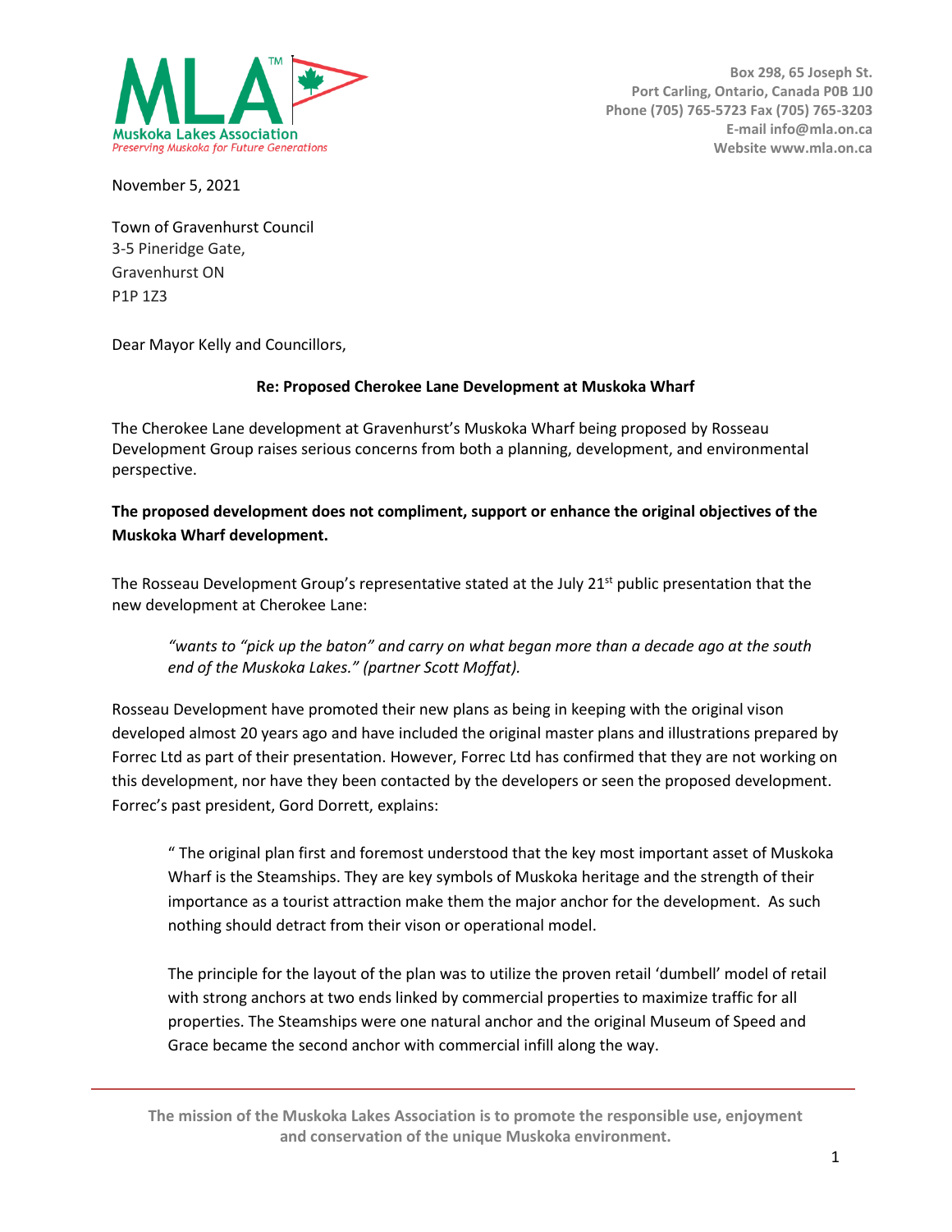Muskoka Lakes Association
*Preserving Muskoka for Future Generations*

Box 298, 65 Joseph St.
Port Carling, Ontario, Canada P0B 1J0
Phone (705) 765-5723 Fax (705) 765-3203
E-mail info@mla.on.ca
Website www.mla.on.ca

November 5, 2021

Town of Gravenhurst Council
3-5 Pineridge Gate,
Gravenhurst ON
P1P 1Z3

Dear Mayor Kelly and Councillors,

**Re: Proposed Cherokee Lane Development at Muskoka Wharf**

The Cherokee Lane development at Gravenhurst's Muskoka Wharf being proposed by Rosseau Development Group raises serious concerns from both a planning, development, and environmental perspective.

**The proposed development does not compliment, support or enhance the original objectives of the Muskoka Wharf development.**

The Rosseau Development Group's representative stated at the July 21st public presentation that the new development at Cherokee Lane:

> *"wants to "pick up the baton" and carry on what began more than a decade ago at the south end of the Muskoka Lakes." (partner Scott Moffat).*

Rosseau Development have promoted their new plans as being in keeping with the original vison developed almost 20 years ago and have included the original master plans and illustrations prepared by Forrec Ltd as part of their presentation. However, Forrec Ltd has confirmed that they are not working on this development, nor have they been contacted by the developers or seen the proposed development. Forrec's past president, Gord Dorrett, explains:

> " The original plan first and foremost understood that the key most important asset of Muskoka Wharf is the Steamships. They are key symbols of Muskoka heritage and the strength of their importance as a tourist attraction make them the major anchor for the development. As such nothing should detract from their vison or operational model.
>
> The principle for the layout of the plan was to utilize the proven retail 'dumbell' model of retail with strong anchors at two ends linked by commercial properties to maximize traffic for all properties. The Steamships were one natural anchor and the original Museum of Speed and Grace became the second anchor with commercial infill along the way.

The mission of the Muskoka Lakes Association is to promote the responsible use, enjoyment and conservation of the unique Muskoka environment.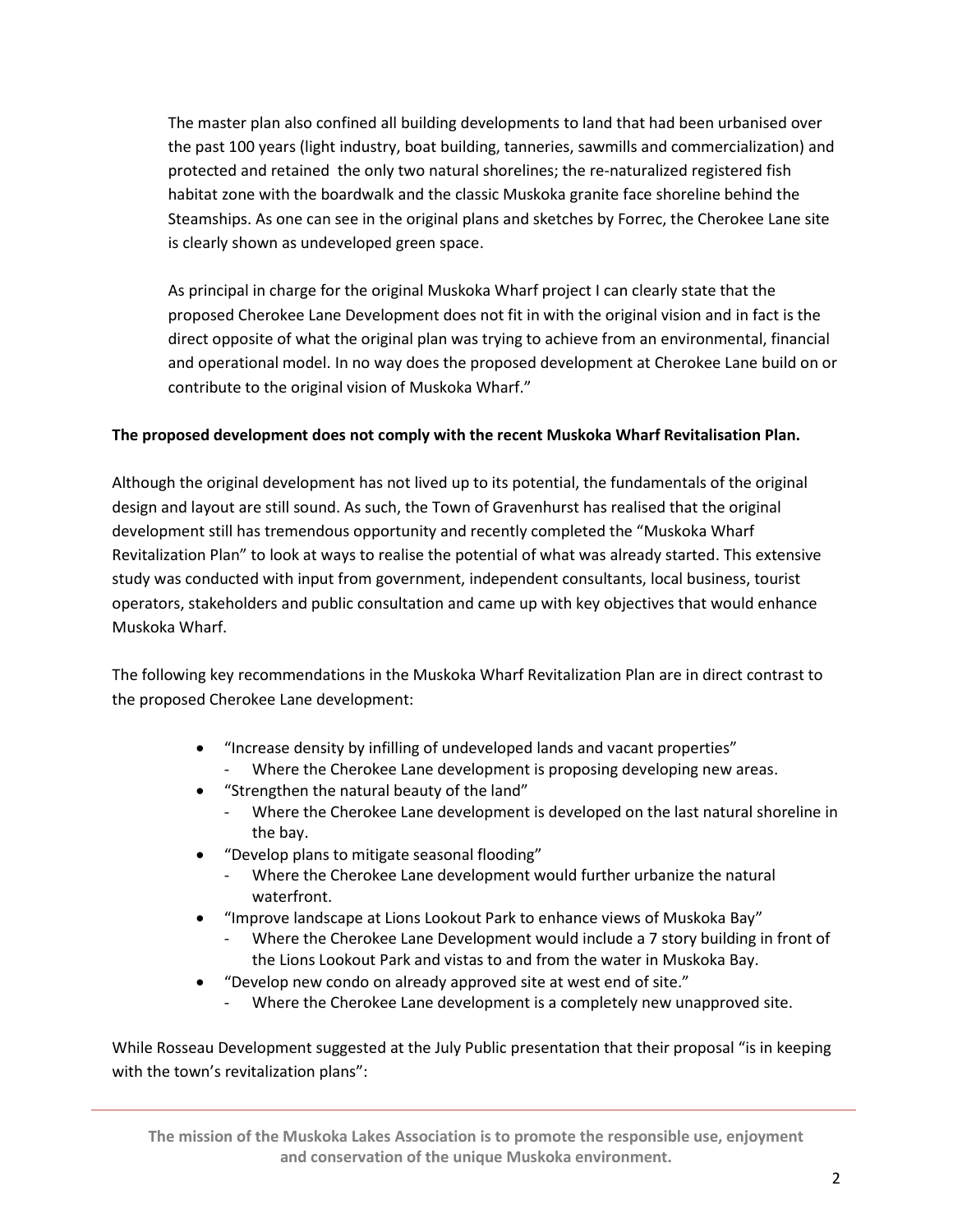> The master plan also confined all building developments to land that had been urbanised over the past 100 years (light industry, boat building, tanneries, sawmills and commercialization) and protected and retained the only two natural shorelines; the re-naturalized registered fish habitat zone with the boardwalk and the classic Muskoka granite face shoreline behind the Steamships. As one can see in the original plans and sketches by Forrec, the Cherokee Lane site is clearly shown as undeveloped green space.
>
> As principal in charge for the original Muskoka Wharf project I can clearly state that the proposed Cherokee Lane Development does not fit in with the original vision and in fact is the direct opposite of what the original plan was trying to achieve from an environmental, financial and operational model. In no way does the proposed development at Cherokee Lane build on or contribute to the original vision of Muskoka Wharf."

**The proposed development does not comply with the recent Muskoka Wharf Revitalisation Plan.**

Although the original development has not lived up to its potential, the fundamentals of the original design and layout are still sound. As such, the Town of Gravenhurst has realised that the original development still has tremendous opportunity and recently completed the "Muskoka Wharf Revitalization Plan" to look at ways to realise the potential of what was already started. This extensive study was conducted with input from government, independent consultants, local business, tourist operators, stakeholders and public consultation and came up with key objectives that would enhance Muskoka Wharf.

The following key recommendations in the Muskoka Wharf Revitalization Plan are in direct contrast to the proposed Cherokee Lane development:

- "Increase density by infilling of undeveloped lands and vacant properties"
  - Where the Cherokee Lane development is proposing developing new areas.
- "Strengthen the natural beauty of the land"
  - Where the Cherokee Lane development is developed on the last natural shoreline in the bay.
- "Develop plans to mitigate seasonal flooding"
  - Where the Cherokee Lane development would further urbanize the natural waterfront.
- "Improve landscape at Lions Lookout Park to enhance views of Muskoka Bay"
  - Where the Cherokee Lane Development would include a 7 story building in front of the Lions Lookout Park and vistas to and from the water in Muskoka Bay.
- "Develop new condo on already approved site at west end of site."
  - Where the Cherokee Lane development is a completely new unapproved site.

While Rosseau Development suggested at the July Public presentation that their proposal "is in keeping with the town's revitalization plans":

**The mission of the Muskoka Lakes Association is to promote the responsible use, enjoyment and conservation of the unique Muskoka environment.**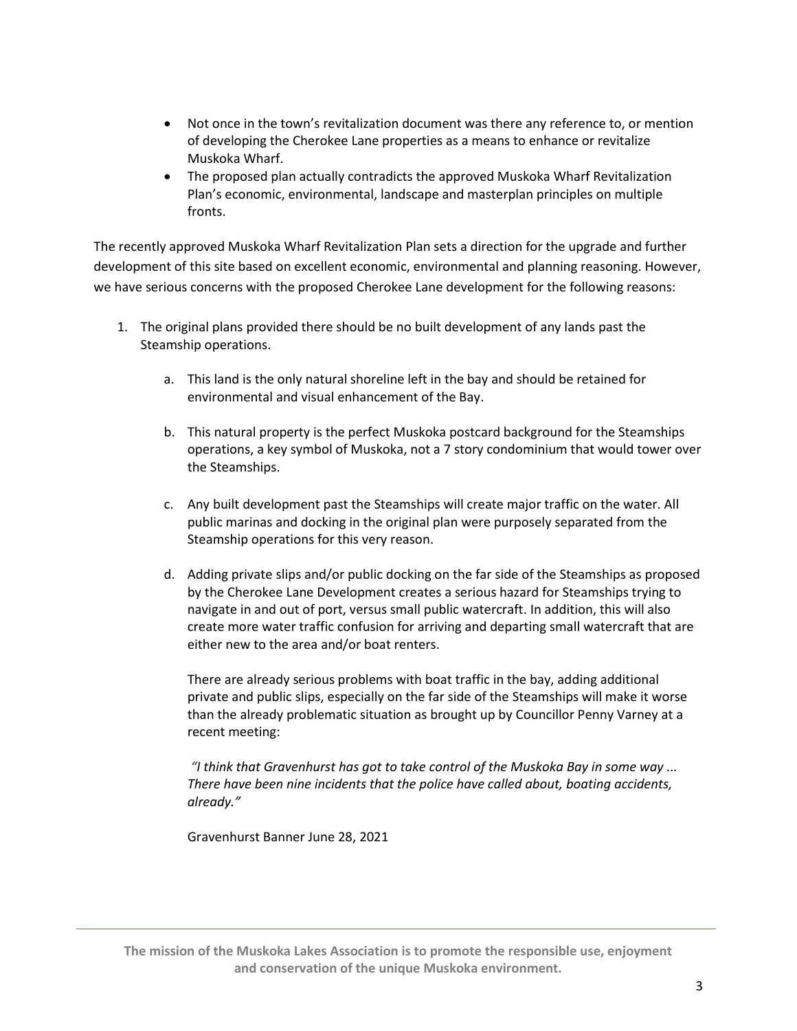- Not once in the town's revitalization document was there any reference to, or mention of developing the Cherokee Lane properties as a means to enhance or revitalize Muskoka Wharf.
- The proposed plan actually contradicts the approved Muskoka Wharf Revitalization Plan's economic, environmental, landscape and masterplan principles on multiple fronts.

The recently approved Muskoka Wharf Revitalization Plan sets a direction for the upgrade and further development of this site based on excellent economic, environmental and planning reasoning. However, we have serious concerns with the proposed Cherokee Lane development for the following reasons:

1. The original plans provided there should be no built development of any lands past the Steamship operations.

    a. This land is the only natural shoreline left in the bay and should be retained for environmental and visual enhancement of the Bay.

    b. This natural property is the perfect Muskoka postcard background for the Steamships operations, a key symbol of Muskoka, not a 7 story condominium that would tower over the Steamships.

    c. Any built development past the Steamships will create major traffic on the water. All public marinas and docking in the original plan were purposely separated from the Steamship operations for this very reason.

    d. Adding private slips and/or public docking on the far side of the Steamships as proposed by the Cherokee Lane Development creates a serious hazard for Steamships trying to navigate in and out of port, versus small public watercraft. In addition, this will also create more water traffic confusion for arriving and departing small watercraft that are either new to the area and/or boat renters.

    There are already serious problems with boat traffic in the bay, adding additional private and public slips, especially on the far side of the Steamships will make it worse than the already problematic situation as brought up by Councillor Penny Varney at a recent meeting:

    *"I think that Gravenhurst has got to take control of the Muskoka Bay in some way ... There have been nine incidents that the police have called about, boating accidents, already."*

    Gravenhurst Banner June 28, 2021

**The mission of the Muskoka Lakes Association is to promote the responsible use, enjoyment and conservation of the unique Muskoka environment.**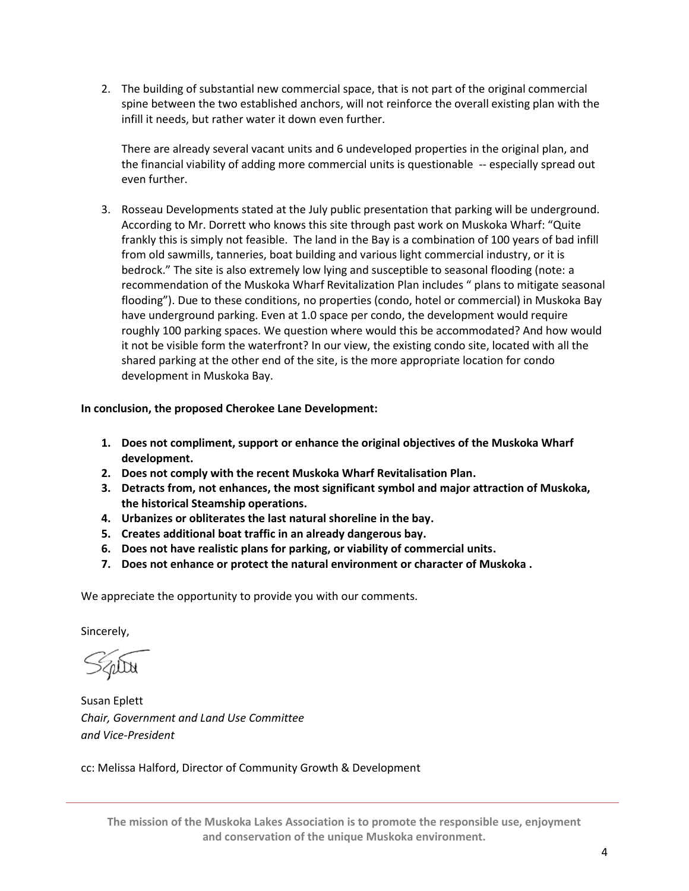2. The building of substantial new commercial space, that is not part of the original commercial spine between the two established anchors, will not reinforce the overall existing plan with the infill it needs, but rather water it down even further.

   There are already several vacant units and 6 undeveloped properties in the original plan, and the financial viability of adding more commercial units is questionable -- especially spread out even further.

3. Rosseau Developments stated at the July public presentation that parking will be underground. According to Mr. Dorrett who knows this site through past work on Muskoka Wharf: "Quite frankly this is simply not feasible. The land in the Bay is a combination of 100 years of bad infill from old sawmills, tanneries, boat building and various light commercial industry, or it is bedrock." The site is also extremely low lying and susceptible to seasonal flooding (note: a recommendation of the Muskoka Wharf Revitalization Plan includes " plans to mitigate seasonal flooding"). Due to these conditions, no properties (condo, hotel or commercial) in Muskoka Bay have underground parking. Even at 1.0 space per condo, the development would require roughly 100 parking spaces. We question where would this be accommodated? And how would it not be visible form the waterfront? In our view, the existing condo site, located with all the shared parking at the other end of the site, is the more appropriate location for condo development in Muskoka Bay.

**In conclusion, the proposed Cherokee Lane Development:**

1. **Does not compliment, support or enhance the original objectives of the Muskoka Wharf development.**
2. **Does not comply with the recent Muskoka Wharf Revitalisation Plan.**
3. **Detracts from, not enhances, the most significant symbol and major attraction of Muskoka, the historical Steamship operations.**
4. **Urbanizes or obliterates the last natural shoreline in the bay.**
5. **Creates additional boat traffic in an already dangerous bay.**
6. **Does not have realistic plans for parking, or viability of commercial units.**
7. **Does not enhance or protect the natural environment or character of Muskoka .**

We appreciate the opportunity to provide you with our comments.

Sincerely,

Susan Eplett
*Chair, Government and Land Use Committee*
*and Vice-President*

cc: Melissa Halford, Director of Community Growth & Development

**The mission of the Muskoka Lakes Association is to promote the responsible use, enjoyment and conservation of the unique Muskoka environment.**